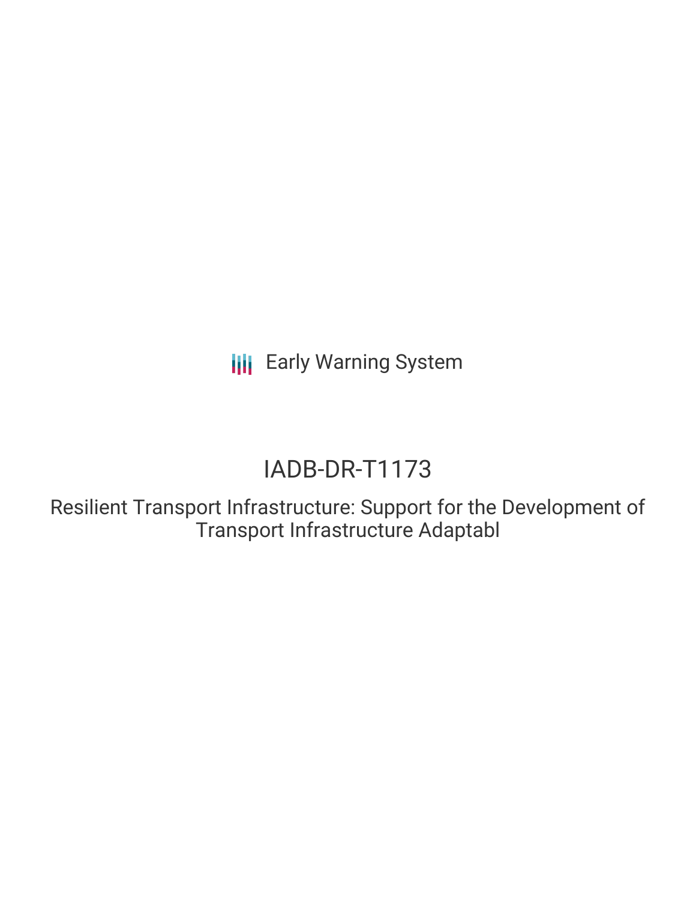Early Warning System

# IADB-DR-T1173

## Resilient Transport Infrastructure: Support for the Development of Transport Infrastructure Adaptabl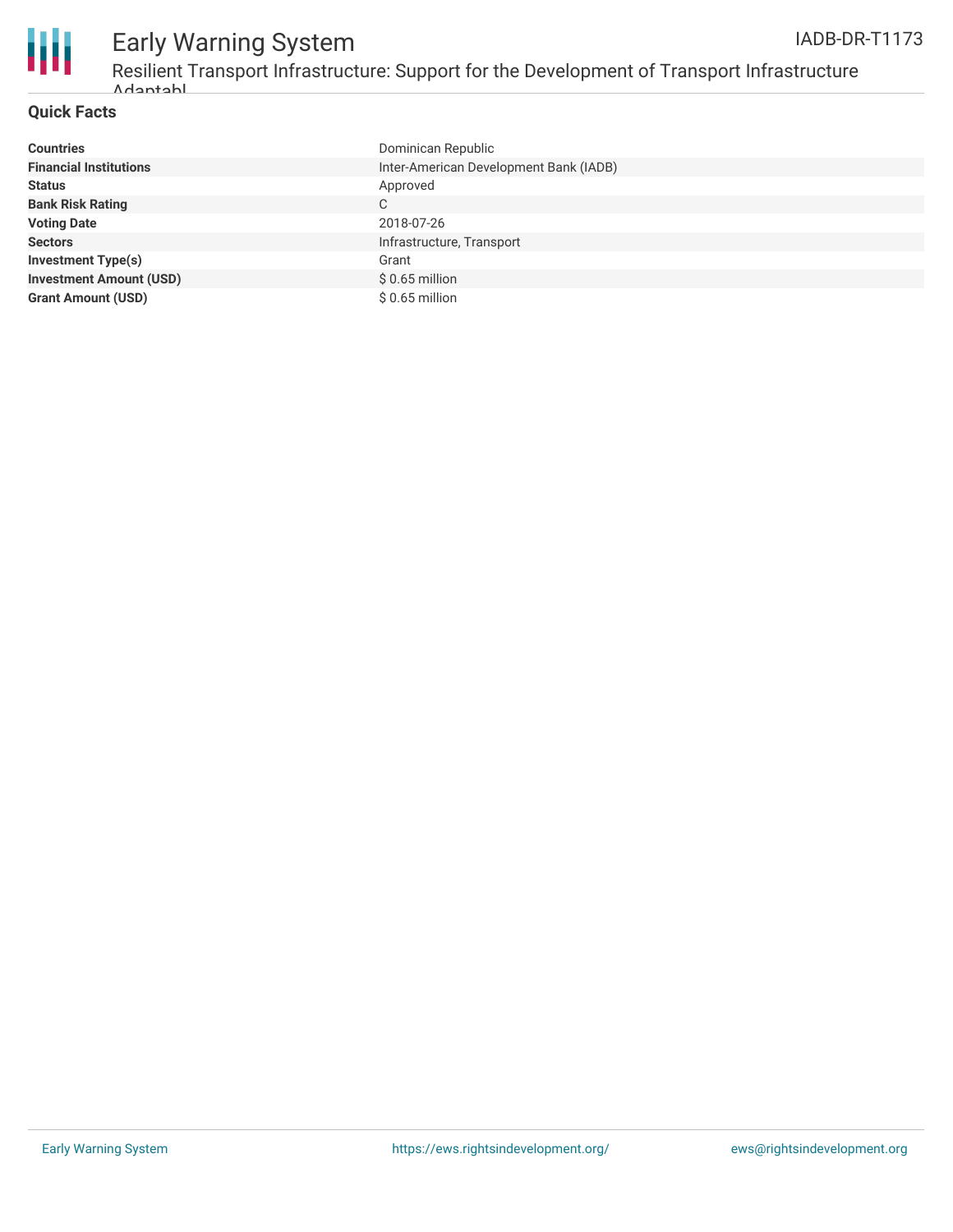## Quick Facts

| | |
|---|---|
| **Countries** | Dominican Republic |
| **Financial Institutions** | Inter-American Development Bank (IADB) |
| **Status** | Approved |
| **Bank Risk Rating** | C |
| **Voting Date** | 2018-07-26 |
| **Sectors** | Infrastructure, Transport |
| **Investment Type(s)** | Grant |
| **Investment Amount (USD)** | $ 0.65 million |
| **Grant Amount (USD)** | $ 0.65 million |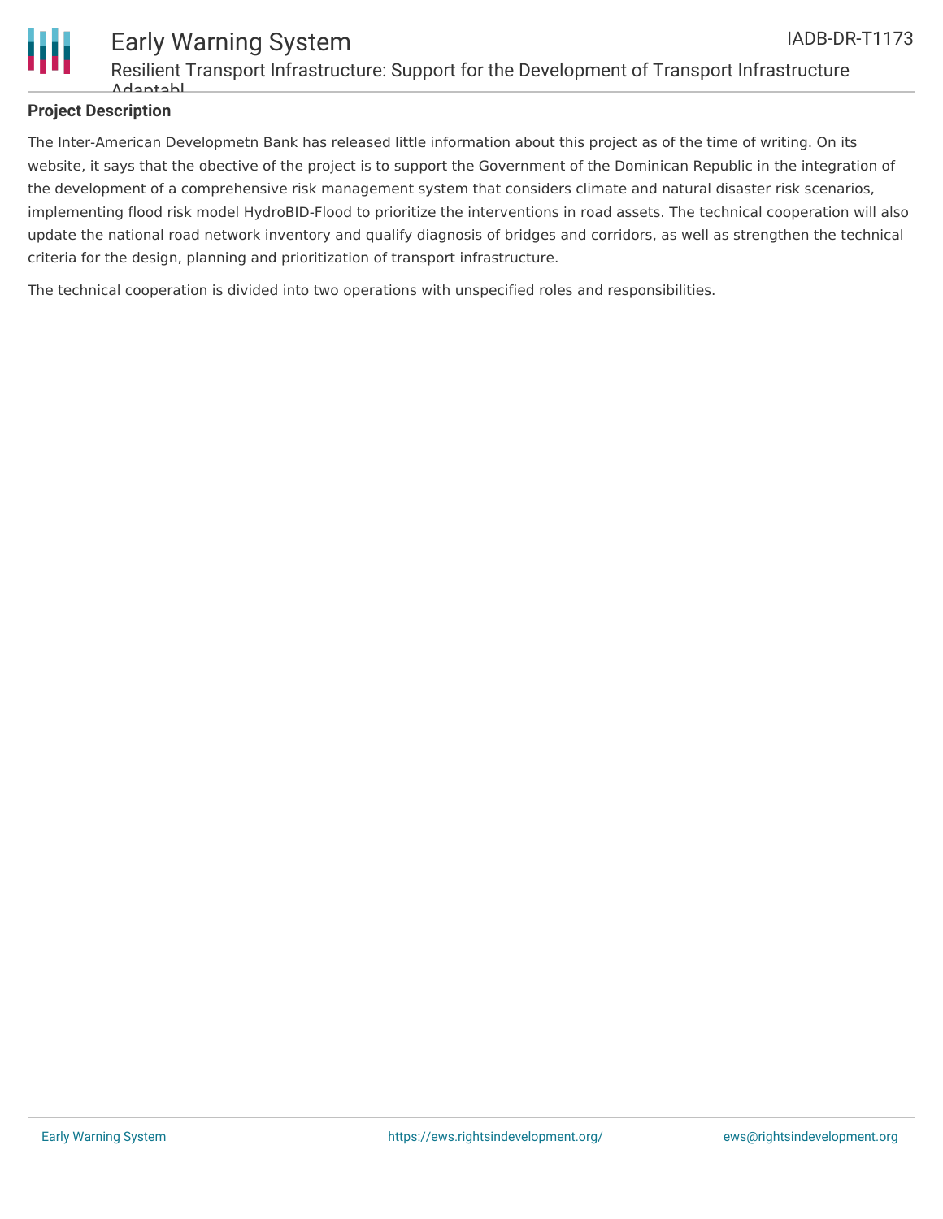## Project Description

The Inter-American Developmetn Bank has released little information about this project as of the time of writing. On its website, it says that the obective of the project is to support the Government of the Dominican Republic in the integration of the development of a comprehensive risk management system that considers climate and natural disaster risk scenarios, implementing flood risk model HydroBID-Flood to prioritize the interventions in road assets. The technical cooperation will also update the national road network inventory and qualify diagnosis of bridges and corridors, as well as strengthen the technical criteria for the design, planning and prioritization of transport infrastructure.

The technical cooperation is divided into two operations with unspecified roles and responsibilities.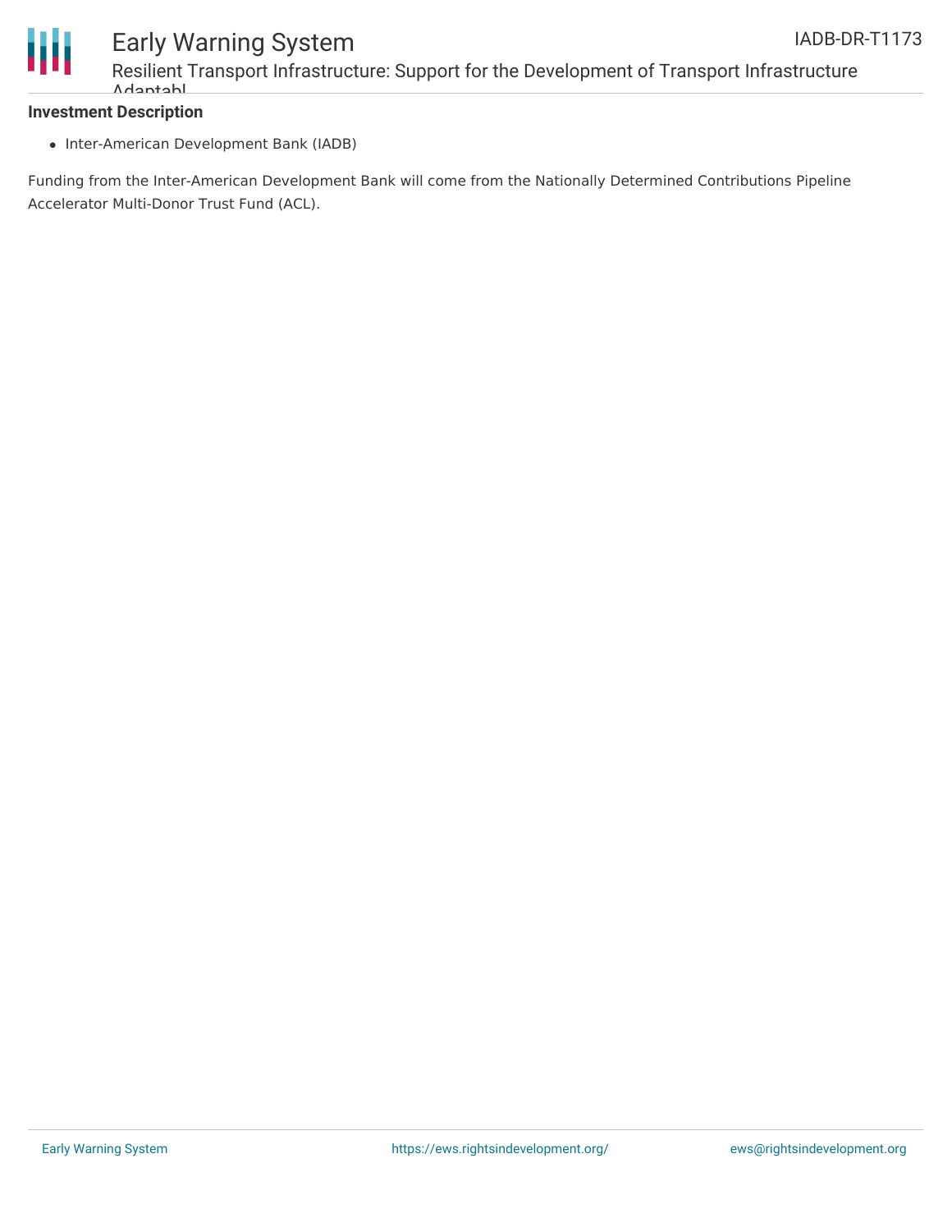**Investment Description**

- Inter-American Development Bank (IADB)

Funding from the Inter-American Development Bank will come from the Nationally Determined Contributions Pipeline Accelerator Multi-Donor Trust Fund (ACL).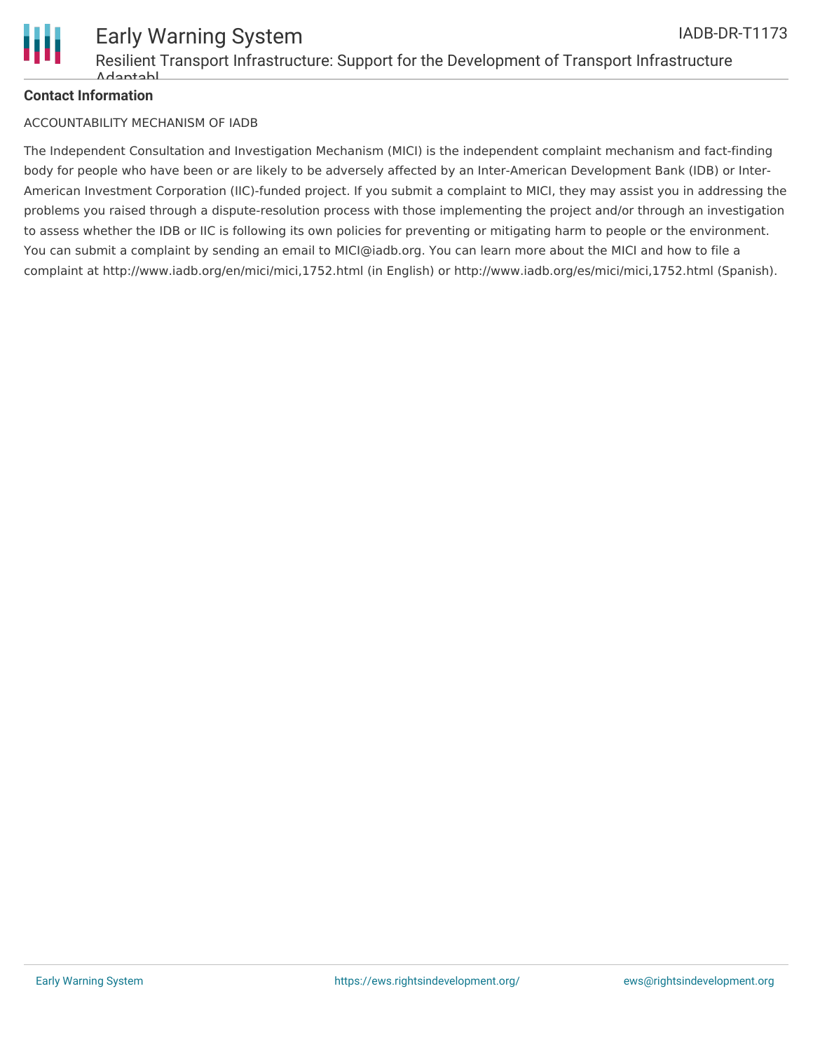**Contact Information**

ACCOUNTABILITY MECHANISM OF IADB

The Independent Consultation and Investigation Mechanism (MICI) is the independent complaint mechanism and fact-finding body for people who have been or are likely to be adversely affected by an Inter-American Development Bank (IDB) or Inter-American Investment Corporation (IIC)-funded project. If you submit a complaint to MICI, they may assist you in addressing the problems you raised through a dispute-resolution process with those implementing the project and/or through an investigation to assess whether the IDB or IIC is following its own policies for preventing or mitigating harm to people or the environment. You can submit a complaint by sending an email to MICI@iadb.org. You can learn more about the MICI and how to file a complaint at http://www.iadb.org/en/mici/mici,1752.html (in English) or http://www.iadb.org/es/mici/mici,1752.html (Spanish).